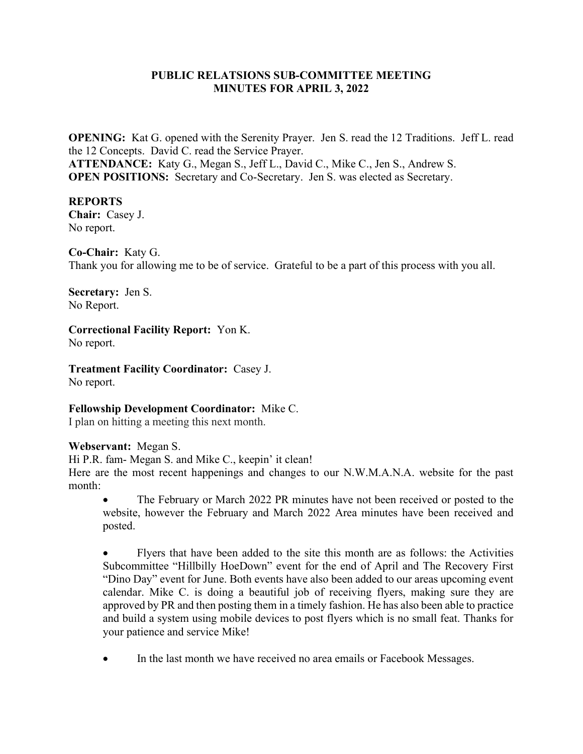# PUBLIC RELATSIONS SUB-COMMITTEE MEETING
# MINUTES FOR APRIL 3, 2022

**OPENING:** Kat G. opened with the Serenity Prayer. Jen S. read the 12 Traditions. Jeff L. read the 12 Concepts. David C. read the Service Prayer.
**ATTENDANCE:** Katy G., Megan S., Jeff L., David C., Mike C., Jen S., Andrew S.
**OPEN POSITIONS:** Secretary and Co-Secretary. Jen S. was elected as Secretary.

**REPORTS**
**Chair:** Casey J.
No report.

**Co-Chair:** Katy G.
Thank you for allowing me to be of service. Grateful to be a part of this process with you all.

**Secretary:** Jen S.
No Report.

**Correctional Facility Report:** Yon K.
No report.

**Treatment Facility Coordinator:** Casey J.
No report.

**Fellowship Development Coordinator:** Mike C.
I plan on hitting a meeting this next month.

**Webservant:** Megan S.
Hi P.R. fam- Megan S. and Mike C., keepin' it clean!
Here are the most recent happenings and changes to our N.W.M.A.N.A. website for the past month:

- The February or March 2022 PR minutes have not been received or posted to the website, however the February and March 2022 Area minutes have been received and posted.

- Flyers that have been added to the site this month are as follows: the Activities Subcommittee "Hillbilly HoeDown" event for the end of April and The Recovery First "Dino Day" event for June. Both events have also been added to our areas upcoming event calendar. Mike C. is doing a beautiful job of receiving flyers, making sure they are approved by PR and then posting them in a timely fashion. He has also been able to practice and build a system using mobile devices to post flyers which is no small feat. Thanks for your patience and service Mike!

- In the last month we have received no area emails or Facebook Messages.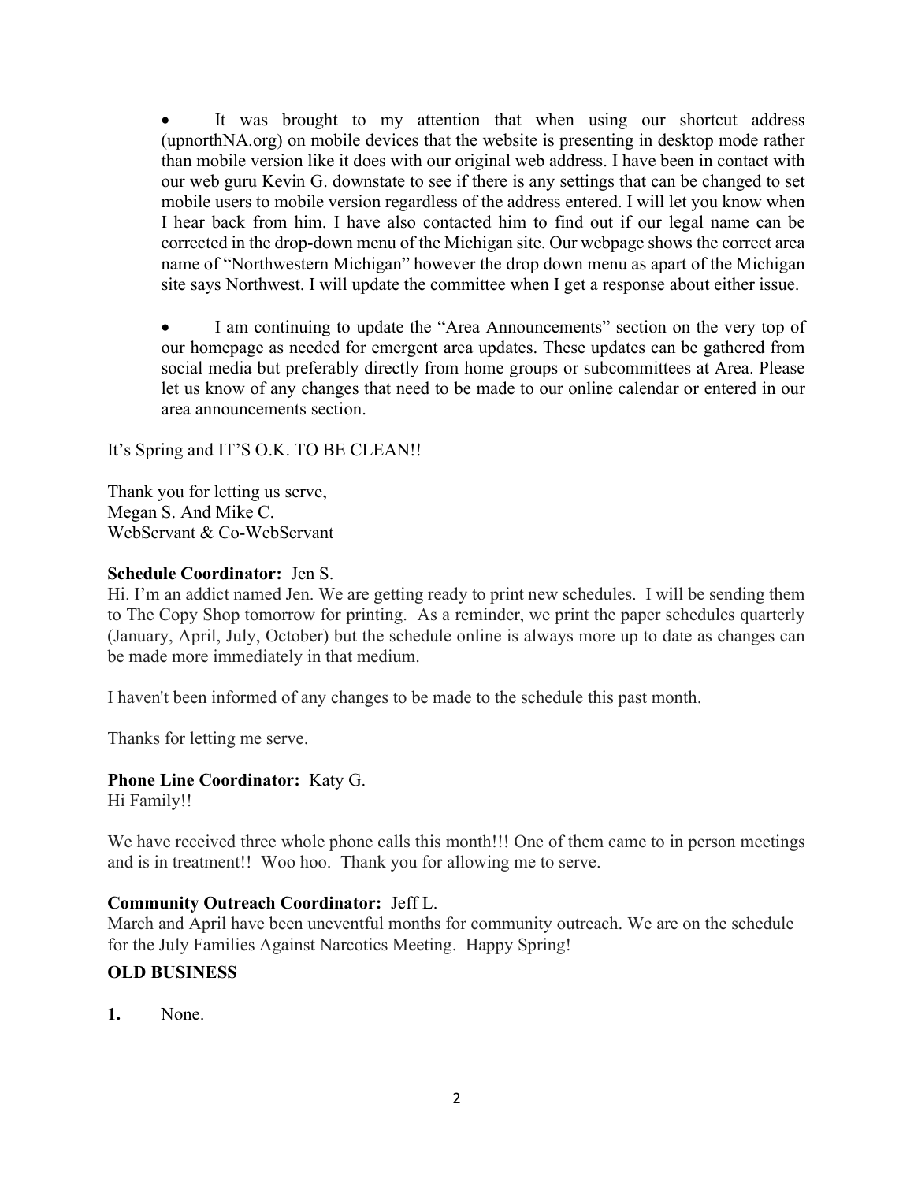- It was brought to my attention that when using our shortcut address (upnorthNA.org) on mobile devices that the website is presenting in desktop mode rather than mobile version like it does with our original web address. I have been in contact with our web guru Kevin G. downstate to see if there is any settings that can be changed to set mobile users to mobile version regardless of the address entered. I will let you know when I hear back from him. I have also contacted him to find out if our legal name can be corrected in the drop-down menu of the Michigan site. Our webpage shows the correct area name of "Northwestern Michigan" however the drop down menu as apart of the Michigan site says Northwest. I will update the committee when I get a response about either issue.

- I am continuing to update the "Area Announcements" section on the very top of our homepage as needed for emergent area updates. These updates can be gathered from social media but preferably directly from home groups or subcommittees at Area. Please let us know of any changes that need to be made to our online calendar or entered in our area announcements section.

It's Spring and IT'S O.K. TO BE CLEAN!!

Thank you for letting us serve,
Megan S. And Mike C.
WebServant & Co-WebServant

**Schedule Coordinator:** Jen S.
Hi. I'm an addict named Jen. We are getting ready to print new schedules. I will be sending them to The Copy Shop tomorrow for printing. As a reminder, we print the paper schedules quarterly (January, April, July, October) but the schedule online is always more up to date as changes can be made more immediately in that medium.

I haven't been informed of any changes to be made to the schedule this past month.

Thanks for letting me serve.

**Phone Line Coordinator:** Katy G.
Hi Family!!

We have received three whole phone calls this month!!! One of them came to in person meetings and is in treatment!! Woo hoo. Thank you for allowing me to serve.

**Community Outreach Coordinator:** Jeff L.
March and April have been uneventful months for community outreach. We are on the schedule for the July Families Against Narcotics Meeting. Happy Spring!

**OLD BUSINESS**

**1.** None.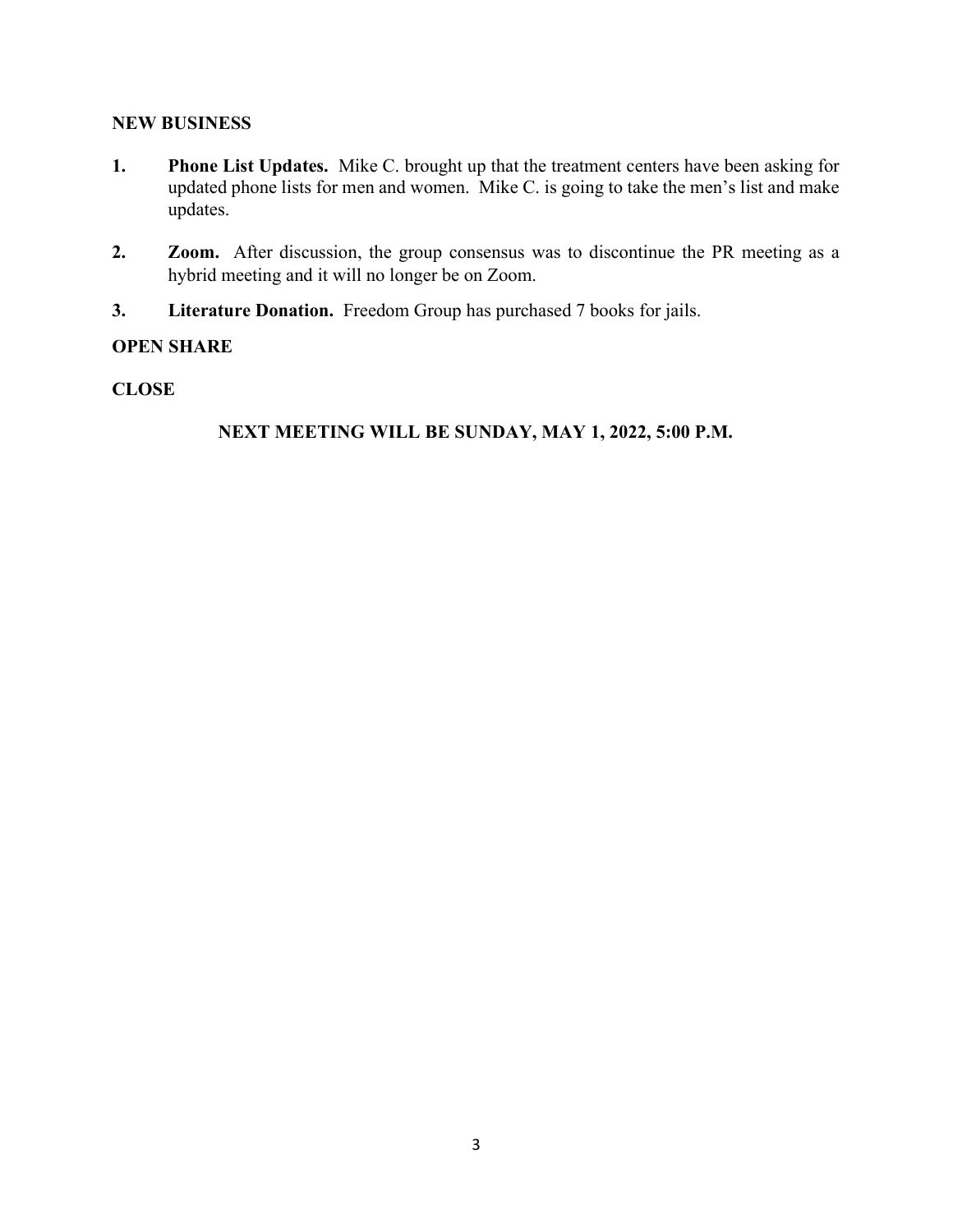**NEW BUSINESS**

1. **Phone List Updates.** Mike C. brought up that the treatment centers have been asking for updated phone lists for men and women. Mike C. is going to take the men's list and make updates.

2. **Zoom.** After discussion, the group consensus was to discontinue the PR meeting as a hybrid meeting and it will no longer be on Zoom.

3. **Literature Donation.** Freedom Group has purchased 7 books for jails.

**OPEN SHARE**

**CLOSE**

**NEXT MEETING WILL BE SUNDAY, MAY 1, 2022, 5:00 P.M.**